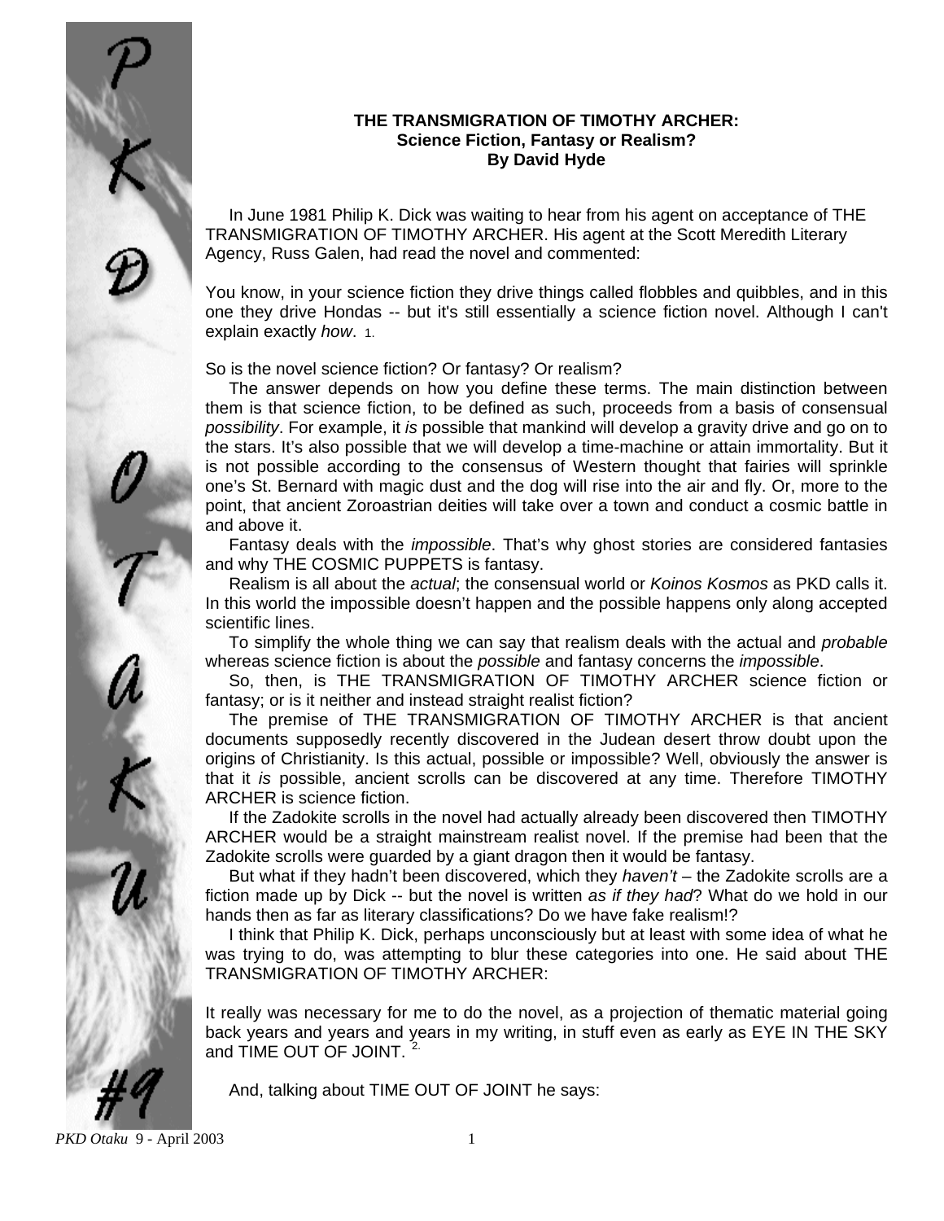**THE TRANSMIGRATION OF TIMOTHY ARCHER:**
**Science Fiction, Fantasy or Realism?**
**By David Hyde**

In June 1981 Philip K. Dick was waiting to hear from his agent on acceptance of THE TRANSMIGRATION OF TIMOTHY ARCHER. His agent at the Scott Meredith Literary Agency, Russ Galen, had read the novel and commented:

You know, in your science fiction they drive things called flobbles and quibbles, and in this one they drive Hondas -- but it's still essentially a science fiction novel. Although I can't explain exactly *how*. [1.]

So is the novel science fiction? Or fantasy? Or realism?

The answer depends on how you define these terms. The main distinction between them is that science fiction, to be defined as such, proceeds from a basis of consensual *possibility*. For example, it *is* possible that mankind will develop a gravity drive and go on to the stars. It's also possible that we will develop a time-machine or attain immortality. But it is not possible according to the consensus of Western thought that fairies will sprinkle one's St. Bernard with magic dust and the dog will rise into the air and fly. Or, more to the point, that ancient Zoroastrian deities will take over a town and conduct a cosmic battle in and above it.

Fantasy deals with the *impossible*. That's why ghost stories are considered fantasies and why THE COSMIC PUPPETS is fantasy.

Realism is all about the *actual*; the consensual world or *Koinos Kosmos* as PKD calls it. In this world the impossible doesn't happen and the possible happens only along accepted scientific lines.

To simplify the whole thing we can say that realism deals with the actual and *probable* whereas science fiction is about the *possible* and fantasy concerns the *impossible*.

So, then, is THE TRANSMIGRATION OF TIMOTHY ARCHER science fiction or fantasy; or is it neither and instead straight realist fiction?

The premise of THE TRANSMIGRATION OF TIMOTHY ARCHER is that ancient documents supposedly recently discovered in the Judean desert throw doubt upon the origins of Christianity. Is this actual, possible or impossible? Well, obviously the answer is that it *is* possible, ancient scrolls can be discovered at any time. Therefore TIMOTHY ARCHER is science fiction.

If the Zadokite scrolls in the novel had actually already been discovered then TIMOTHY ARCHER would be a straight mainstream realist novel. If the premise had been that the Zadokite scrolls were guarded by a giant dragon then it would be fantasy.

But what if they hadn't been discovered, which they *haven't* – the Zadokite scrolls are a fiction made up by Dick -- but the novel is written *as if they had*? What do we hold in our hands then as far as literary classifications? Do we have fake realism!?

I think that Philip K. Dick, perhaps unconsciously but at least with some idea of what he was trying to do, was attempting to blur these categories into one. He said about THE TRANSMIGRATION OF TIMOTHY ARCHER:

It really was necessary for me to do the novel, as a projection of thematic material going back years and years and years in my writing, in stuff even as early as EYE IN THE SKY and TIME OUT OF JOINT. [2.]

And, talking about TIME OUT OF JOINT he says: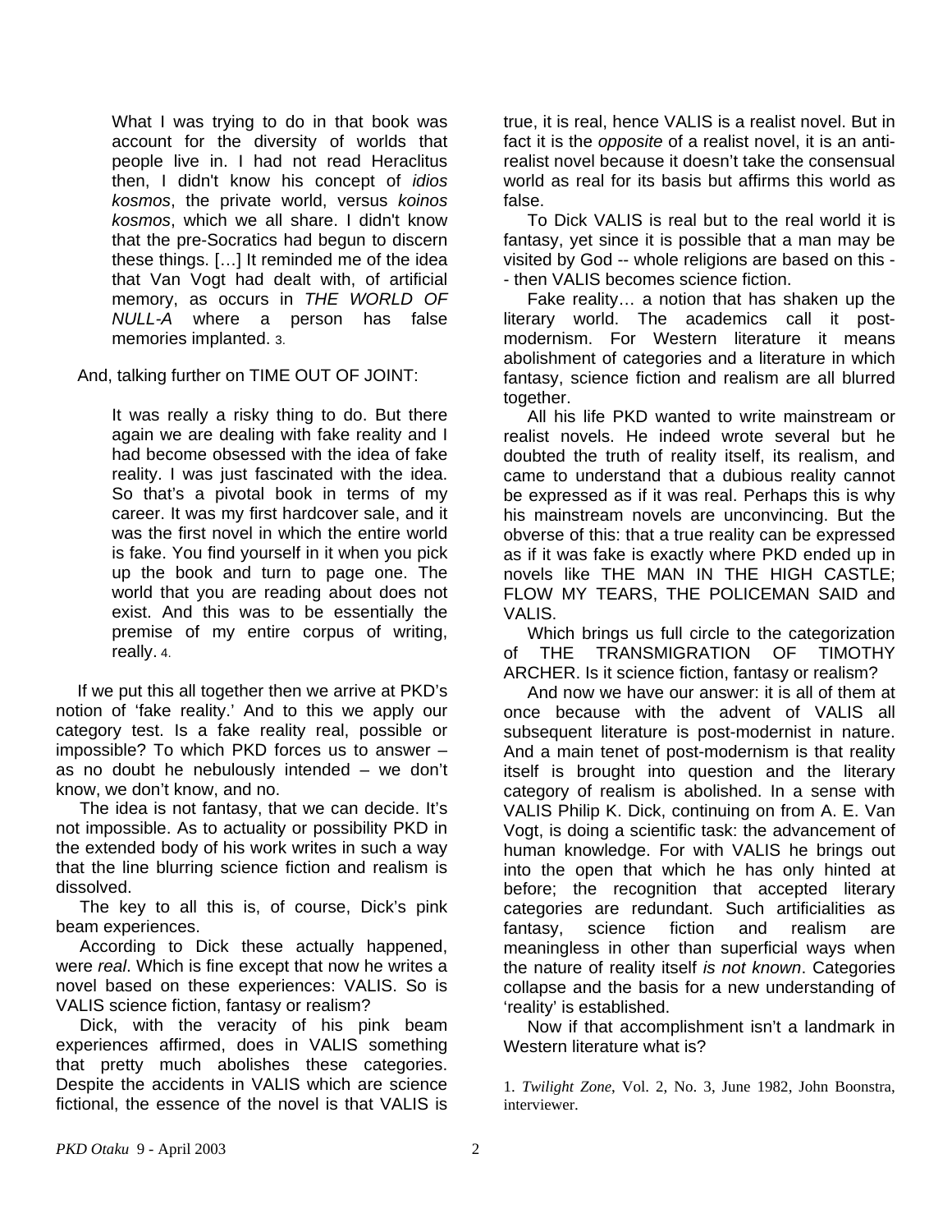> What I was trying to do in that book was account for the diversity of worlds that people live in. I had not read Heraclitus then, I didn't know his concept of *idios kosmos*, the private world, versus *koinos kosmos*, which we all share. I didn't know that the pre-Socratics had begun to discern these things. […] It reminded me of the idea that Van Vogt had dealt with, of artificial memory, as occurs in *THE WORLD OF NULL-A* where a person has false memories implanted. 3.

And, talking further on TIME OUT OF JOINT:

> It was really a risky thing to do. But there again we are dealing with fake reality and I had become obsessed with the idea of fake reality. I was just fascinated with the idea. So that's a pivotal book in terms of my career. It was my first hardcover sale, and it was the first novel in which the entire world is fake. You find yourself in it when you pick up the book and turn to page one. The world that you are reading about does not exist. And this was to be essentially the premise of my entire corpus of writing, really. 4.

If we put this all together then we arrive at PKD's notion of 'fake reality.' And to this we apply our category test. Is a fake reality real, possible or impossible? To which PKD forces us to answer – as no doubt he nebulously intended – we don't know, we don't know, and no.

The idea is not fantasy, that we can decide. It's not impossible. As to actuality or possibility PKD in the extended body of his work writes in such a way that the line blurring science fiction and realism is dissolved.

The key to all this is, of course, Dick's pink beam experiences.

According to Dick these actually happened, were *real*. Which is fine except that now he writes a novel based on these experiences: VALIS. So is VALIS science fiction, fantasy or realism?

Dick, with the veracity of his pink beam experiences affirmed, does in VALIS something that pretty much abolishes these categories. Despite the accidents in VALIS which are science fictional, the essence of the novel is that VALIS is true, it is real, hence VALIS is a realist novel. But in fact it is the *opposite* of a realist novel, it is an anti-realist novel because it doesn't take the consensual world as real for its basis but affirms this world as false.

To Dick VALIS is real but to the real world it is fantasy, yet since it is possible that a man may be visited by God -- whole religions are based on this -- then VALIS becomes science fiction.

Fake reality… a notion that has shaken up the literary world. The academics call it post-modernism. For Western literature it means abolishment of categories and a literature in which fantasy, science fiction and realism are all blurred together.

All his life PKD wanted to write mainstream or realist novels. He indeed wrote several but he doubted the truth of reality itself, its realism, and came to understand that a dubious reality cannot be expressed as if it was real. Perhaps this is why his mainstream novels are unconvincing. But the obverse of this: that a true reality can be expressed as if it was fake is exactly where PKD ended up in novels like THE MAN IN THE HIGH CASTLE; FLOW MY TEARS, THE POLICEMAN SAID and VALIS.

Which brings us full circle to the categorization of THE TRANSMIGRATION OF TIMOTHY ARCHER. Is it science fiction, fantasy or realism?

And now we have our answer: it is all of them at once because with the advent of VALIS all subsequent literature is post-modernist in nature. And a main tenet of post-modernism is that reality itself is brought into question and the literary category of realism is abolished. In a sense with VALIS Philip K. Dick, continuing on from A. E. Van Vogt, is doing a scientific task: the advancement of human knowledge. For with VALIS he brings out into the open that which he has only hinted at before; the recognition that accepted literary categories are redundant. Such artificialities as fantasy, science fiction and realism are meaningless in other than superficial ways when the nature of reality itself *is not known*. Categories collapse and the basis for a new understanding of 'reality' is established.

Now if that accomplishment isn't a landmark in Western literature what is?

1. *Twilight Zone*, Vol. 2, No. 3, June 1982, John Boonstra, interviewer.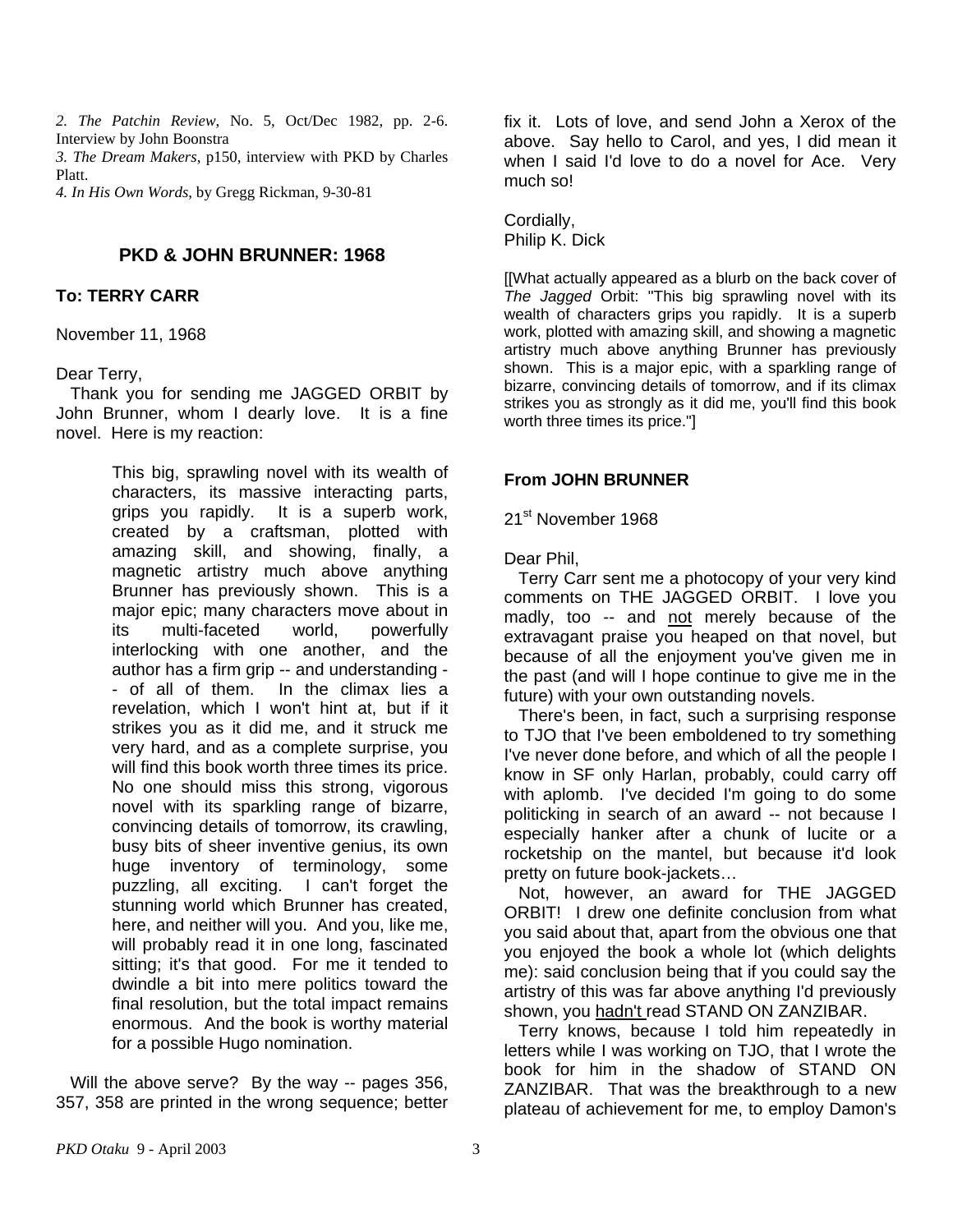*2. The Patchin Review*, No. 5, Oct/Dec 1982, pp. 2-6. Interview by John Boonstra

*3. The Dream Makers*, p150, interview with PKD by Charles Platt.

*4. In His Own Words*, by Gregg Rickman, 9-30-81

## PKD & JOHN BRUNNER: 1968

### To: TERRY CARR

November 11, 1968

Dear Terry,

Thank you for sending me JAGGED ORBIT by John Brunner, whom I dearly love. It is a fine novel. Here is my reaction:

> This big, sprawling novel with its wealth of characters, its massive interacting parts, grips you rapidly. It is a superb work, created by a craftsman, plotted with amazing skill, and showing, finally, a magnetic artistry much above anything Brunner has previously shown. This is a major epic; many characters move about in its multi-faceted world, powerfully interlocking with one another, and the author has a firm grip -- and understanding -- of all of them. In the climax lies a revelation, which I won't hint at, but if it strikes you as it did me, and it struck me very hard, and as a complete surprise, you will find this book worth three times its price. No one should miss this strong, vigorous novel with its sparkling range of bizarre, convincing details of tomorrow, its crawling, busy bits of sheer inventive genius, its own huge inventory of terminology, some puzzling, all exciting. I can't forget the stunning world which Brunner has created, here, and neither will you. And you, like me, will probably read it in one long, fascinated sitting; it's that good. For me it tended to dwindle a bit into mere politics toward the final resolution, but the total impact remains enormous. And the book is worthy material for a possible Hugo nomination.

Will the above serve? By the way -- pages 356, 357, 358 are printed in the wrong sequence; better fix it. Lots of love, and send John a Xerox of the above. Say hello to Carol, and yes, I did mean it when I said I'd love to do a novel for Ace. Very much so!

Cordially,
Philip K. Dick

[[What actually appeared as a blurb on the back cover of *The Jagged* Orbit: "This big sprawling novel with its wealth of characters grips you rapidly. It is a superb work, plotted with amazing skill, and showing a magnetic artistry much above anything Brunner has previously shown. This is a major epic, with a sparkling range of bizarre, convincing details of tomorrow, and if its climax strikes you as strongly as it did me, you'll find this book worth three times its price."]

### From JOHN BRUNNER

21st November 1968

Dear Phil,

Terry Carr sent me a photocopy of your very kind comments on THE JAGGED ORBIT. I love you madly, too -- and not merely because of the extravagant praise you heaped on that novel, but because of all the enjoyment you've given me in the past (and will I hope continue to give me in the future) with your own outstanding novels.

There's been, in fact, such a surprising response to TJO that I've been emboldened to try something I've never done before, and which of all the people I know in SF only Harlan, probably, could carry off with aplomb. I've decided I'm going to do some politicking in search of an award -- not because I especially hanker after a chunk of lucite or a rocketship on the mantel, but because it'd look pretty on future book-jackets…

Not, however, an award for THE JAGGED ORBIT! I drew one definite conclusion from what you said about that, apart from the obvious one that you enjoyed the book a whole lot (which delights me): said conclusion being that if you could say the artistry of this was far above anything I'd previously shown, you hadn't read STAND ON ZANZIBAR.

Terry knows, because I told him repeatedly in letters while I was working on TJO, that I wrote the book for him in the shadow of STAND ON ZANZIBAR. That was the breakthrough to a new plateau of achievement for me, to employ Damon's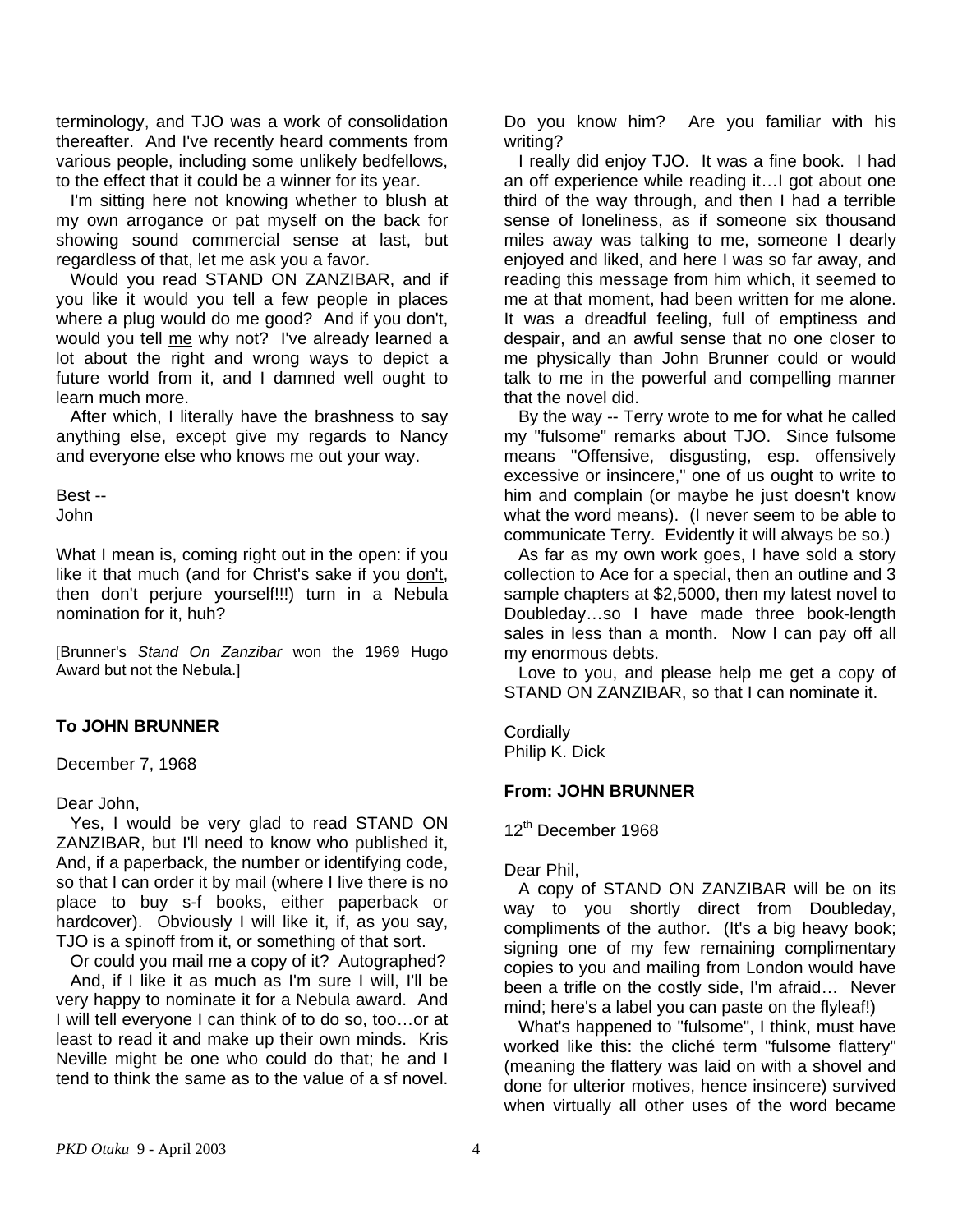terminology, and TJO was a work of consolidation thereafter. And I've recently heard comments from various people, including some unlikely bedfellows, to the effect that it could be a winner for its year.

I'm sitting here not knowing whether to blush at my own arrogance or pat myself on the back for showing sound commercial sense at last, but regardless of that, let me ask you a favor.

Would you read STAND ON ZANZIBAR, and if you like it would you tell a few people in places where a plug would do me good? And if you don't, would you tell <u>me</u> why not? I've already learned a lot about the right and wrong ways to depict a future world from it, and I damned well ought to learn much more.

After which, I literally have the brashness to say anything else, except give my regards to Nancy and everyone else who knows me out your way.

Best --
John

What I mean is, coming right out in the open: if you like it that much (and for Christ's sake if you <u>don't</u>, then don't perjure yourself!!!) turn in a Nebula nomination for it, huh?

[Brunner's *Stand On Zanzibar* won the 1969 Hugo Award but not the Nebula.]

### To JOHN BRUNNER

December 7, 1968

Dear John,

Yes, I would be very glad to read STAND ON ZANZIBAR, but I'll need to know who published it, And, if a paperback, the number or identifying code, so that I can order it by mail (where I live there is no place to buy s-f books, either paperback or hardcover). Obviously I will like it, if, as you say, TJO is a spinoff from it, or something of that sort.

Or could you mail me a copy of it? Autographed?

And, if I like it as much as I'm sure I will, I'll be very happy to nominate it for a Nebula award. And I will tell everyone I can think of to do so, too…or at least to read it and make up their own minds. Kris Neville might be one who could do that; he and I tend to think the same as to the value of a sf novel. Do you know him? Are you familiar with his writing?

I really did enjoy TJO. It was a fine book. I had an off experience while reading it…I got about one third of the way through, and then I had a terrible sense of loneliness, as if someone six thousand miles away was talking to me, someone I dearly enjoyed and liked, and here I was so far away, and reading this message from him which, it seemed to me at that moment, had been written for me alone. It was a dreadful feeling, full of emptiness and despair, and an awful sense that no one closer to me physically than John Brunner could or would talk to me in the powerful and compelling manner that the novel did.

By the way -- Terry wrote to me for what he called my "fulsome" remarks about TJO. Since fulsome means "Offensive, disgusting, esp. offensively excessive or insincere," one of us ought to write to him and complain (or maybe he just doesn't know what the word means). (I never seem to be able to communicate Terry. Evidently it will always be so.)

As far as my own work goes, I have sold a story collection to Ace for a special, then an outline and 3 sample chapters at $2,5000, then my latest novel to Doubleday…so I have made three book-length sales in less than a month. Now I can pay off all my enormous debts.

Love to you, and please help me get a copy of STAND ON ZANZIBAR, so that I can nominate it.

Cordially
Philip K. Dick

### From: JOHN BRUNNER

12th December 1968

Dear Phil,

A copy of STAND ON ZANZIBAR will be on its way to you shortly direct from Doubleday, compliments of the author. (It's a big heavy book; signing one of my few remaining complimentary copies to you and mailing from London would have been a trifle on the costly side, I'm afraid… Never mind; here's a label you can paste on the flyleaf!)

What's happened to "fulsome", I think, must have worked like this: the cliché term "fulsome flattery" (meaning the flattery was laid on with a shovel and done for ulterior motives, hence insincere) survived when virtually all other uses of the word became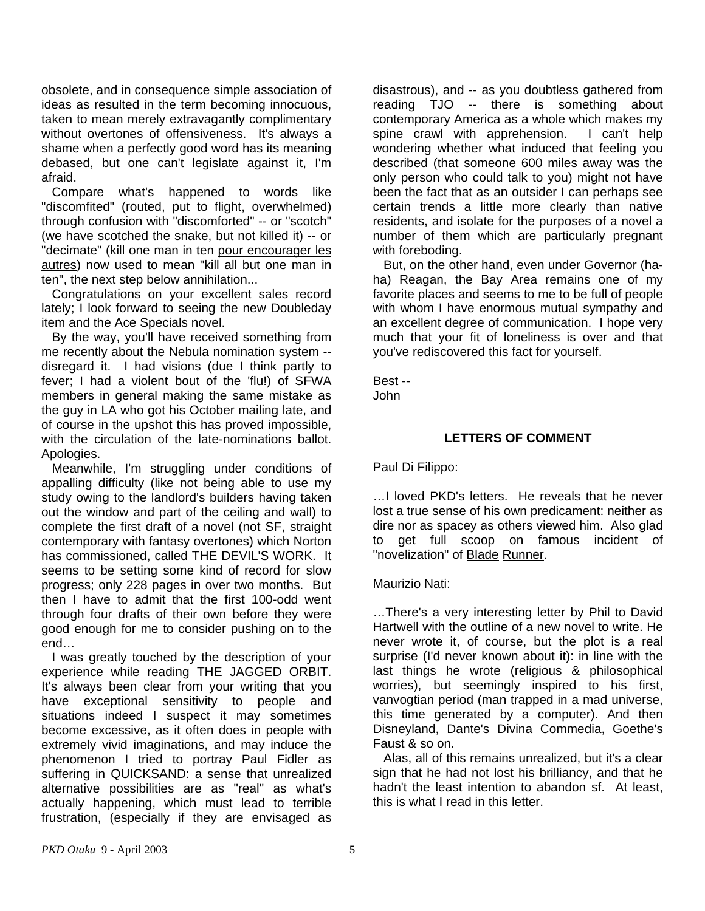obsolete, and in consequence simple association of ideas as resulted in the term becoming innocuous, taken to mean merely extravagantly complimentary without overtones of offensiveness. It's always a shame when a perfectly good word has its meaning debased, but one can't legislate against it, I'm afraid.

Compare what's happened to words like "discomfited" (routed, put to flight, overwhelmed) through confusion with "discomforted" -- or "scotch" (we have scotched the snake, but not killed it) -- or "decimate" (kill one man in ten pour encourager les autres) now used to mean "kill all but one man in ten", the next step below annihilation...

Congratulations on your excellent sales record lately; I look forward to seeing the new Doubleday item and the Ace Specials novel.

By the way, you'll have received something from me recently about the Nebula nomination system -- disregard it. I had visions (due I think partly to fever; I had a violent bout of the 'flu!) of SFWA members in general making the same mistake as the guy in LA who got his October mailing late, and of course in the upshot this has proved impossible, with the circulation of the late-nominations ballot. Apologies.

Meanwhile, I'm struggling under conditions of appalling difficulty (like not being able to use my study owing to the landlord's builders having taken out the window and part of the ceiling and wall) to complete the first draft of a novel (not SF, straight contemporary with fantasy overtones) which Norton has commissioned, called THE DEVIL'S WORK. It seems to be setting some kind of record for slow progress; only 228 pages in over two months. But then I have to admit that the first 100-odd went through four drafts of their own before they were good enough for me to consider pushing on to the end…

I was greatly touched by the description of your experience while reading THE JAGGED ORBIT. It's always been clear from your writing that you have exceptional sensitivity to people and situations indeed I suspect it may sometimes become excessive, as it often does in people with extremely vivid imaginations, and may induce the phenomenon I tried to portray Paul Fidler as suffering in QUICKSAND: a sense that unrealized alternative possibilities are as "real" as what's actually happening, which must lead to terrible frustration, (especially if they are envisaged as disastrous), and -- as you doubtless gathered from reading TJO -- there is something about contemporary America as a whole which makes my spine crawl with apprehension. I can't help wondering whether what induced that feeling you described (that someone 600 miles away was the only person who could talk to you) might not have been the fact that as an outsider I can perhaps see certain trends a little more clearly than native residents, and isolate for the purposes of a novel a number of them which are particularly pregnant with foreboding.

But, on the other hand, even under Governor (ha-ha) Reagan, the Bay Area remains one of my favorite places and seems to me to be full of people with whom I have enormous mutual sympathy and an excellent degree of communication. I hope very much that your fit of loneliness is over and that you've rediscovered this fact for yourself.

Best --
John

## LETTERS OF COMMENT

Paul Di Filippo:

…I loved PKD's letters. He reveals that he never lost a true sense of his own predicament: neither as dire nor as spacey as others viewed him. Also glad to get full scoop on famous incident of "novelization" of Blade Runner.

Maurizio Nati:

…There's a very interesting letter by Phil to David Hartwell with the outline of a new novel to write. He never wrote it, of course, but the plot is a real surprise (I'd never known about it): in line with the last things he wrote (religious & philosophical worries), but seemingly inspired to his first, vanvogtian period (man trapped in a mad universe, this time generated by a computer). And then Disneyland, Dante's Divina Commedia, Goethe's Faust & so on.

Alas, all of this remains unrealized, but it's a clear sign that he had not lost his brilliancy, and that he hadn't the least intention to abandon sf. At least, this is what I read in this letter.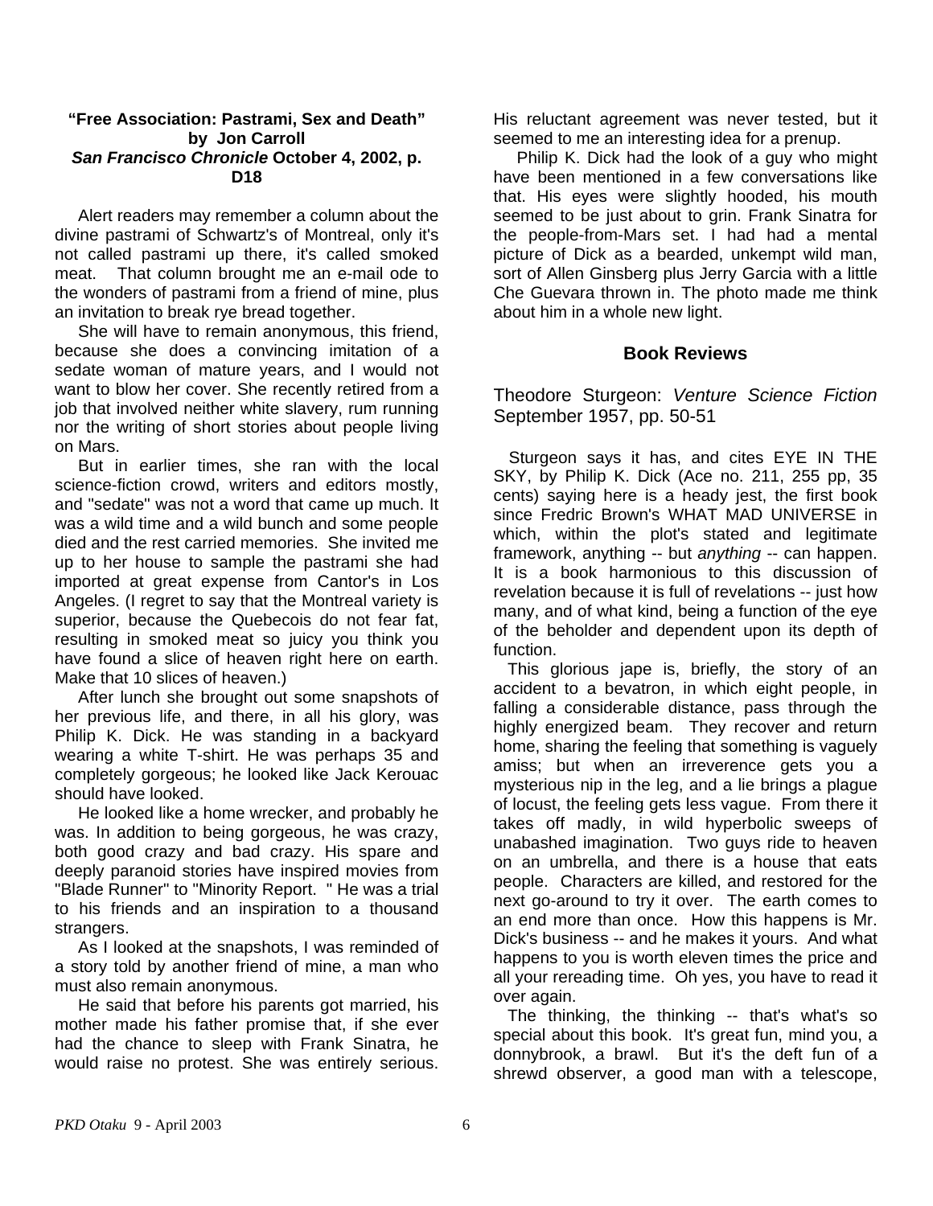**"Free Association: Pastrami, Sex and Death"**
**by Jon Carroll**
***San Francisco Chronicle* October 4, 2002, p. D18**

Alert readers may remember a column about the divine pastrami of Schwartz's of Montreal, only it's not called pastrami up there, it's called smoked meat. That column brought me an e-mail ode to the wonders of pastrami from a friend of mine, plus an invitation to break rye bread together.

She will have to remain anonymous, this friend, because she does a convincing imitation of a sedate woman of mature years, and I would not want to blow her cover. She recently retired from a job that involved neither white slavery, rum running nor the writing of short stories about people living on Mars.

But in earlier times, she ran with the local science-fiction crowd, writers and editors mostly, and "sedate" was not a word that came up much. It was a wild time and a wild bunch and some people died and the rest carried memories. She invited me up to her house to sample the pastrami she had imported at great expense from Cantor's in Los Angeles. (I regret to say that the Montreal variety is superior, because the Quebecois do not fear fat, resulting in smoked meat so juicy you think you have found a slice of heaven right here on earth. Make that 10 slices of heaven.)

After lunch she brought out some snapshots of her previous life, and there, in all his glory, was Philip K. Dick. He was standing in a backyard wearing a white T-shirt. He was perhaps 35 and completely gorgeous; he looked like Jack Kerouac should have looked.

He looked like a home wrecker, and probably he was. In addition to being gorgeous, he was crazy, both good crazy and bad crazy. His spare and deeply paranoid stories have inspired movies from "Blade Runner" to "Minority Report. " He was a trial to his friends and an inspiration to a thousand strangers.

As I looked at the snapshots, I was reminded of a story told by another friend of mine, a man who must also remain anonymous.

He said that before his parents got married, his mother made his father promise that, if she ever had the chance to sleep with Frank Sinatra, he would raise no protest. She was entirely serious. His reluctant agreement was never tested, but it seemed to me an interesting idea for a prenup.

Philip K. Dick had the look of a guy who might have been mentioned in a few conversations like that. His eyes were slightly hooded, his mouth seemed to be just about to grin. Frank Sinatra for the people-from-Mars set. I had had a mental picture of Dick as a bearded, unkempt wild man, sort of Allen Ginsberg plus Jerry Garcia with a little Che Guevara thrown in. The photo made me think about him in a whole new light.

## Book Reviews

Theodore Sturgeon: *Venture Science Fiction* September 1957, pp. 50-51

Sturgeon says it has, and cites EYE IN THE SKY, by Philip K. Dick (Ace no. 211, 255 pp, 35 cents) saying here is a heady jest, the first book since Fredric Brown's WHAT MAD UNIVERSE in which, within the plot's stated and legitimate framework, anything -- but *anything* -- can happen. It is a book harmonious to this discussion of revelation because it is full of revelations -- just how many, and of what kind, being a function of the eye of the beholder and dependent upon its depth of function.

This glorious jape is, briefly, the story of an accident to a bevatron, in which eight people, in falling a considerable distance, pass through the highly energized beam. They recover and return home, sharing the feeling that something is vaguely amiss; but when an irreverence gets you a mysterious nip in the leg, and a lie brings a plague of locust, the feeling gets less vague. From there it takes off madly, in wild hyperbolic sweeps of unabashed imagination. Two guys ride to heaven on an umbrella, and there is a house that eats people. Characters are killed, and restored for the next go-around to try it over. The earth comes to an end more than once. How this happens is Mr. Dick's business -- and he makes it yours. And what happens to you is worth eleven times the price and all your rereading time. Oh yes, you have to read it over again.

The thinking, the thinking -- that's what's so special about this book. It's great fun, mind you, a donnybrook, a brawl. But it's the deft fun of a shrewd observer, a good man with a telescope,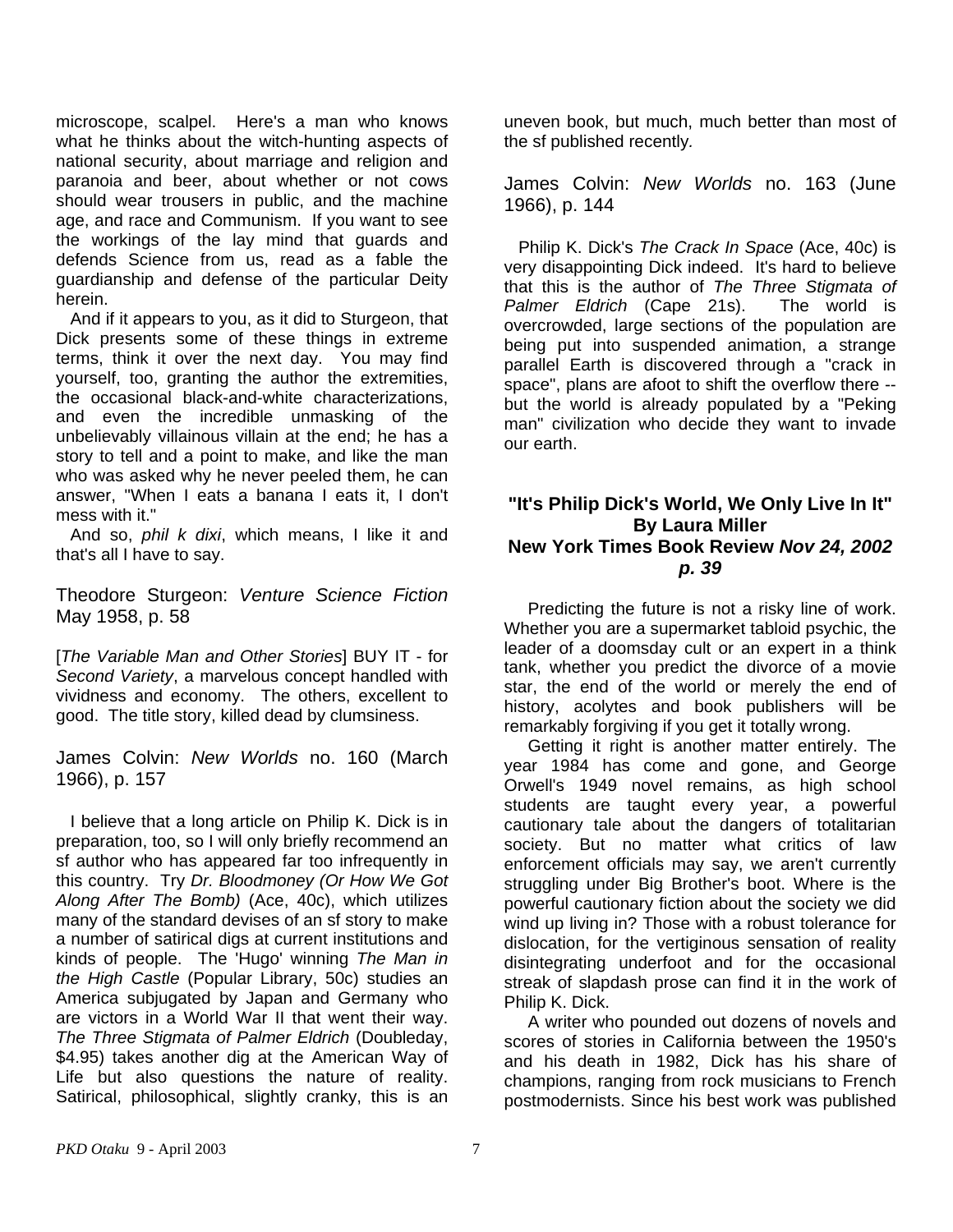microscope, scalpel. Here's a man who knows what he thinks about the witch-hunting aspects of national security, about marriage and religion and paranoia and beer, about whether or not cows should wear trousers in public, and the machine age, and race and Communism. If you want to see the workings of the lay mind that guards and defends Science from us, read as a fable the guardianship and defense of the particular Deity herein.

And if it appears to you, as it did to Sturgeon, that Dick presents some of these things in extreme terms, think it over the next day. You may find yourself, too, granting the author the extremities, the occasional black-and-white characterizations, and even the incredible unmasking of the unbelievably villainous villain at the end; he has a story to tell and a point to make, and like the man who was asked why he never peeled them, he can answer, "When I eats a banana I eats it, I don't mess with it."

And so, *phil k dixi*, which means, I like it and that's all I have to say.

Theodore Sturgeon: *Venture Science Fiction* May 1958, p. 58

[*The Variable Man and Other Stories*] BUY IT - for *Second Variety*, a marvelous concept handled with vividness and economy. The others, excellent to good. The title story, killed dead by clumsiness.

James Colvin: *New Worlds* no. 160 (March 1966), p. 157

I believe that a long article on Philip K. Dick is in preparation, too, so I will only briefly recommend an sf author who has appeared far too infrequently in this country. Try *Dr. Bloodmoney (Or How We Got Along After The Bomb)* (Ace, 40c), which utilizes many of the standard devises of an sf story to make a number of satirical digs at current institutions and kinds of people. The 'Hugo' winning *The Man in the High Castle* (Popular Library, 50c) studies an America subjugated by Japan and Germany who are victors in a World War II that went their way. *The Three Stigmata of Palmer Eldrich* (Doubleday, $4.95) takes another dig at the American Way of Life but also questions the nature of reality. Satirical, philosophical, slightly cranky, this is an uneven book, but much, much better than most of the sf published recently.

James Colvin: *New Worlds* no. 163 (June 1966), p. 144

Philip K. Dick's *The Crack In Space* (Ace, 40c) is very disappointing Dick indeed. It's hard to believe that this is the author of *The Three Stigmata of Palmer Eldrich* (Cape 21s). The world is overcrowded, large sections of the population are being put into suspended animation, a strange parallel Earth is discovered through a "crack in space", plans are afoot to shift the overflow there -- but the world is already populated by a "Peking man" civilization who decide they want to invade our earth.

## "It's Philip Dick's World, We Only Live In It"
### By Laura Miller
### New York Times Book Review *Nov 24, 2002 p. 39*

Predicting the future is not a risky line of work. Whether you are a supermarket tabloid psychic, the leader of a doomsday cult or an expert in a think tank, whether you predict the divorce of a movie star, the end of the world or merely the end of history, acolytes and book publishers will be remarkably forgiving if you get it totally wrong.

Getting it right is another matter entirely. The year 1984 has come and gone, and George Orwell's 1949 novel remains, as high school students are taught every year, a powerful cautionary tale about the dangers of totalitarian society. But no matter what critics of law enforcement officials may say, we aren't currently struggling under Big Brother's boot. Where is the powerful cautionary fiction about the society we did wind up living in? Those with a robust tolerance for dislocation, for the vertiginous sensation of reality disintegrating underfoot and for the occasional streak of slapdash prose can find it in the work of Philip K. Dick.

A writer who pounded out dozens of novels and scores of stories in California between the 1950's and his death in 1982, Dick has his share of champions, ranging from rock musicians to French postmodernists. Since his best work was published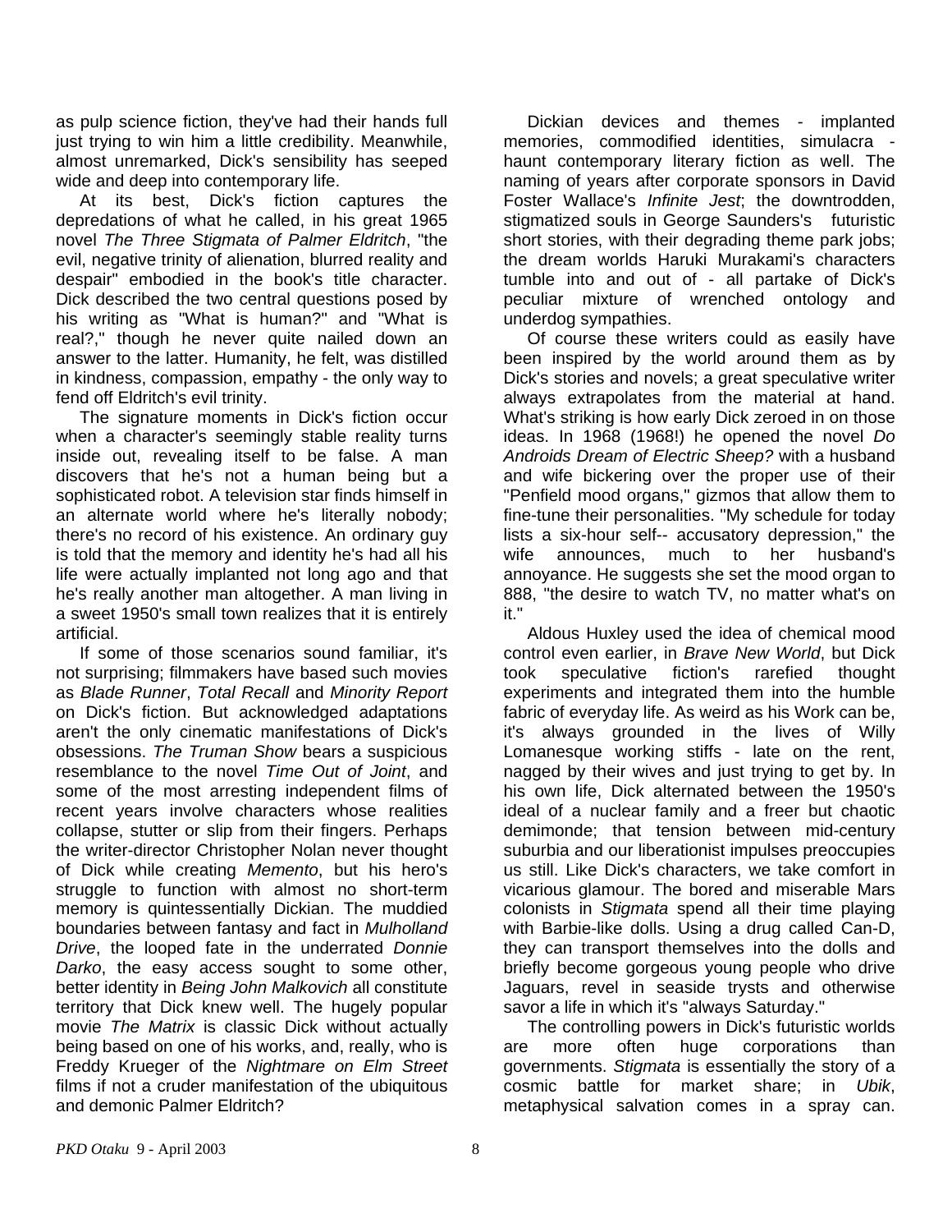as pulp science fiction, they've had their hands full just trying to win him a little credibility. Meanwhile, almost unremarked, Dick's sensibility has seeped wide and deep into contemporary life.

At its best, Dick's fiction captures the depredations of what he called, in his great 1965 novel *The Three Stigmata of Palmer Eldritch*, "the evil, negative trinity of alienation, blurred reality and despair" embodied in the book's title character. Dick described the two central questions posed by his writing as "What is human?" and "What is real?," though he never quite nailed down an answer to the latter. Humanity, he felt, was distilled in kindness, compassion, empathy - the only way to fend off Eldritch's evil trinity.

The signature moments in Dick's fiction occur when a character's seemingly stable reality turns inside out, revealing itself to be false. A man discovers that he's not a human being but a sophisticated robot. A television star finds himself in an alternate world where he's literally nobody; there's no record of his existence. An ordinary guy is told that the memory and identity he's had all his life were actually implanted not long ago and that he's really another man altogether. A man living in a sweet 1950's small town realizes that it is entirely artificial.

If some of those scenarios sound familiar, it's not surprising; filmmakers have based such movies as *Blade Runner*, *Total Recall* and *Minority Report* on Dick's fiction. But acknowledged adaptations aren't the only cinematic manifestations of Dick's obsessions. *The Truman Show* bears a suspicious resemblance to the novel *Time Out of Joint*, and some of the most arresting independent films of recent years involve characters whose realities collapse, stutter or slip from their fingers. Perhaps the writer-director Christopher Nolan never thought of Dick while creating *Memento*, but his hero's struggle to function with almost no short-term memory is quintessentially Dickian. The muddied boundaries between fantasy and fact in *Mulholland Drive*, the looped fate in the underrated *Donnie Darko*, the easy access sought to some other, better identity in *Being John Malkovich* all constitute territory that Dick knew well. The hugely popular movie *The Matrix* is classic Dick without actually being based on one of his works, and, really, who is Freddy Krueger of the *Nightmare on Elm Street* films if not a cruder manifestation of the ubiquitous and demonic Palmer Eldritch?

Dickian devices and themes - implanted memories, commodified identities, simulacra - haunt contemporary literary fiction as well. The naming of years after corporate sponsors in David Foster Wallace's *Infinite Jest*; the downtrodden, stigmatized souls in George Saunders's futuristic short stories, with their degrading theme park jobs; the dream worlds Haruki Murakami's characters tumble into and out of - all partake of Dick's peculiar mixture of wrenched ontology and underdog sympathies.

Of course these writers could as easily have been inspired by the world around them as by Dick's stories and novels; a great speculative writer always extrapolates from the material at hand. What's striking is how early Dick zeroed in on those ideas. In 1968 (1968!) he opened the novel *Do Androids Dream of Electric Sheep?* with a husband and wife bickering over the proper use of their "Penfield mood organs," gizmos that allow them to fine-tune their personalities. "My schedule for today lists a six-hour self-- accusatory depression," the wife announces, much to her husband's annoyance. He suggests she set the mood organ to 888, "the desire to watch TV, no matter what's on it."

Aldous Huxley used the idea of chemical mood control even earlier, in *Brave New World*, but Dick took speculative fiction's rarefied thought experiments and integrated them into the humble fabric of everyday life. As weird as his Work can be, it's always grounded in the lives of Willy Lomanesque working stiffs - late on the rent, nagged by their wives and just trying to get by. In his own life, Dick alternated between the 1950's ideal of a nuclear family and a freer but chaotic demimonde; that tension between mid-century suburbia and our liberationist impulses preoccupies us still. Like Dick's characters, we take comfort in vicarious glamour. The bored and miserable Mars colonists in *Stigmata* spend all their time playing with Barbie-like dolls. Using a drug called Can-D, they can transport themselves into the dolls and briefly become gorgeous young people who drive Jaguars, revel in seaside trysts and otherwise savor a life in which it's "always Saturday."

The controlling powers in Dick's futuristic worlds are more often huge corporations than governments. *Stigmata* is essentially the story of a cosmic battle for market share; in *Ubik*, metaphysical salvation comes in a spray can.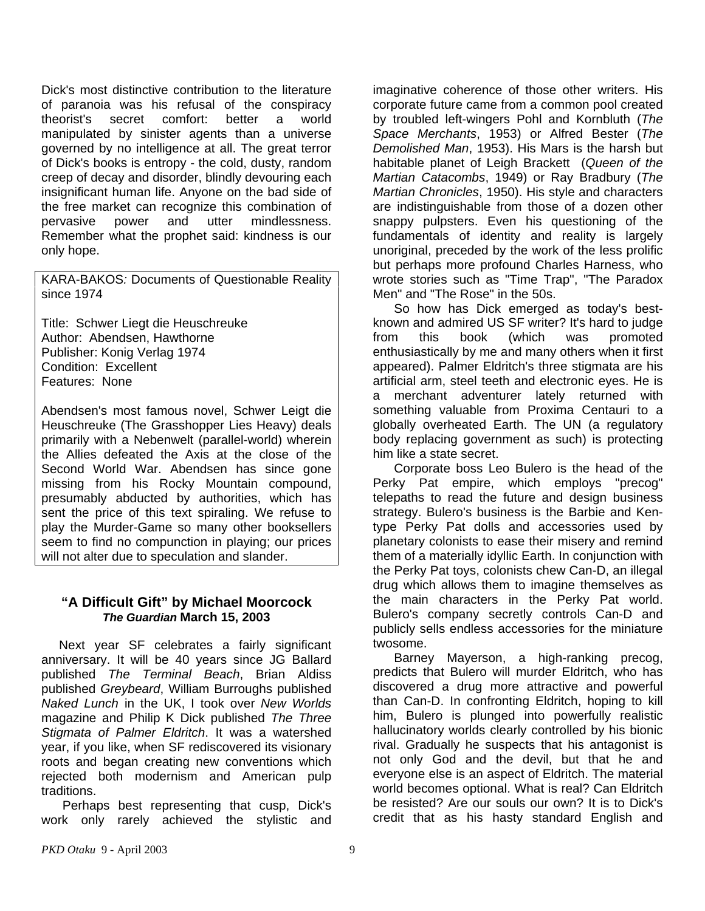Dick's most distinctive contribution to the literature of paranoia was his refusal of the conspiracy theorist's secret comfort: better a world manipulated by sinister agents than a universe governed by no intelligence at all. The great terror of Dick's books is entropy - the cold, dusty, random creep of decay and disorder, blindly devouring each insignificant human life. Anyone on the bad side of the free market can recognize this combination of pervasive power and utter mindlessness. Remember what the prophet said: kindness is our only hope.

KARA-BAKOS*:* Documents of Questionable Reality since 1974

Title: Schwer Liegt die Heuschreuke
Author: Abendsen, Hawthorne
Publisher: Konig Verlag 1974
Condition: Excellent
Features: None

Abendsen's most famous novel, Schwer Leigt die Heuschreuke (The Grasshopper Lies Heavy) deals primarily with a Nebenwelt (parallel-world) wherein the Allies defeated the Axis at the close of the Second World War. Abendsen has since gone missing from his Rocky Mountain compound, presumably abducted by authorities, which has sent the price of this text spiraling. We refuse to play the Murder-Game so many other booksellers seem to find no compunction in playing; our prices will not alter due to speculation and slander.

## "A Difficult Gift" by Michael Moorcock

***The Guardian* March 15, 2003**

Next year SF celebrates a fairly significant anniversary. It will be 40 years since JG Ballard published *The Terminal Beach*, Brian Aldiss published *Greybeard*, William Burroughs published *Naked Lunch* in the UK, I took over *New Worlds* magazine and Philip K Dick published *The Three Stigmata of Palmer Eldritch*. It was a watershed year, if you like, when SF rediscovered its visionary roots and began creating new conventions which rejected both modernism and American pulp traditions.

Perhaps best representing that cusp, Dick's work only rarely achieved the stylistic and imaginative coherence of those other writers. His corporate future came from a common pool created by troubled left-wingers Pohl and Kornbluth (*The Space Merchants*, 1953) or Alfred Bester (*The Demolished Man*, 1953). His Mars is the harsh but habitable planet of Leigh Brackett (*Queen of the Martian Catacombs*, 1949) or Ray Bradbury (*The Martian Chronicles*, 1950). His style and characters are indistinguishable from those of a dozen other snappy pulpsters. Even his questioning of the fundamentals of identity and reality is largely unoriginal, preceded by the work of the less prolific but perhaps more profound Charles Harness, who wrote stories such as "Time Trap", "The Paradox Men" and "The Rose" in the 50s.

So how has Dick emerged as today's best-known and admired US SF writer? It's hard to judge from this book (which was promoted enthusiastically by me and many others when it first appeared). Palmer Eldritch's three stigmata are his artificial arm, steel teeth and electronic eyes. He is a merchant adventurer lately returned with something valuable from Proxima Centauri to a globally overheated Earth. The UN (a regulatory body replacing government as such) is protecting him like a state secret.

Corporate boss Leo Bulero is the head of the Perky Pat empire, which employs "precog" telepaths to read the future and design business strategy. Bulero's business is the Barbie and Ken-type Perky Pat dolls and accessories used by planetary colonists to ease their misery and remind them of a materially idyllic Earth. In conjunction with the Perky Pat toys, colonists chew Can-D, an illegal drug which allows them to imagine themselves as the main characters in the Perky Pat world. Bulero's company secretly controls Can-D and publicly sells endless accessories for the miniature twosome.

Barney Mayerson, a high-ranking precog, predicts that Bulero will murder Eldritch, who has discovered a drug more attractive and powerful than Can-D. In confronting Eldritch, hoping to kill him, Bulero is plunged into powerfully realistic hallucinatory worlds clearly controlled by his bionic rival. Gradually he suspects that his antagonist is not only God and the devil, but that he and everyone else is an aspect of Eldritch. The material world becomes optional. What is real? Can Eldritch be resisted? Are our souls our own? It is to Dick's credit that as his hasty standard English and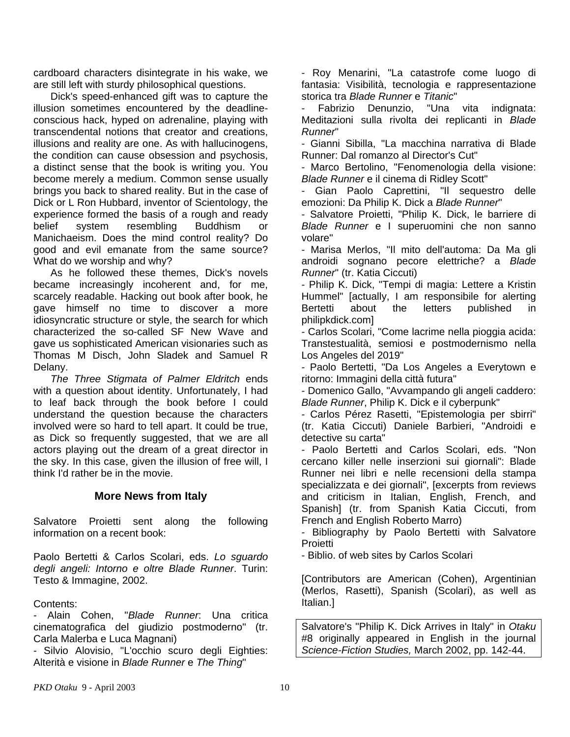cardboard characters disintegrate in his wake, we are still left with sturdy philosophical questions.

Dick's speed-enhanced gift was to capture the illusion sometimes encountered by the deadline-conscious hack, hyped on adrenaline, playing with transcendental notions that creator and creations, illusions and reality are one. As with hallucinogens, the condition can cause obsession and psychosis, a distinct sense that the book is writing you. You become merely a medium. Common sense usually brings you back to shared reality. But in the case of Dick or L Ron Hubbard, inventor of Scientology, the experience formed the basis of a rough and ready belief system resembling Buddhism or Manichaeism. Does the mind control reality? Do good and evil emanate from the same source? What do we worship and why?

As he followed these themes, Dick's novels became increasingly incoherent and, for me, scarcely readable. Hacking out book after book, he gave himself no time to discover a more idiosyncratic structure or style, the search for which characterized the so-called SF New Wave and gave us sophisticated American visionaries such as Thomas M Disch, John Sladek and Samuel R Delany.

*The Three Stigmata of Palmer Eldritch* ends with a question about identity. Unfortunately, I had to leaf back through the book before I could understand the question because the characters involved were so hard to tell apart. It could be true, as Dick so frequently suggested, that we are all actors playing out the dream of a great director in the sky. In this case, given the illusion of free will, I think I'd rather be in the movie.

### More News from Italy

Salvatore Proietti sent along the following information on a recent book:

Paolo Bertetti & Carlos Scolari, eds. *Lo sguardo degli angeli: Intorno e oltre Blade Runner*. Turin: Testo & Immagine, 2002.

Contents:

- Alain Cohen, "*Blade Runner*: Una critica cinematografica del giudizio postmoderno" (tr. Carla Malerba e Luca Magnani)
- Silvio Alovisio, "L'occhio scuro degli Eighties: Alterità e visione in *Blade Runner* e *The Thing*"
- Roy Menarini, "La catastrofe come luogo di fantasia: Visibilità, tecnologia e rappresentazione storica tra *Blade Runner* e *Titanic*"
- Fabrizio Denunzio, "Una vita indignata: Meditazioni sulla rivolta dei replicanti in *Blade Runner*"
- Gianni Sibilla, "La macchina narrativa di Blade Runner: Dal romanzo al Director's Cut"
- Marco Bertolino, "Fenomenologia della visione: *Blade Runner* e il cinema di Ridley Scott"
- Gian Paolo Caprettini, "Il sequestro delle emozioni: Da Philip K. Dick a *Blade Runner*"
- Salvatore Proietti, "Philip K. Dick, le barriere di *Blade Runner* e I superuomini che non sanno volare"
- Marisa Merlos, "Il mito dell'automa: Da Ma gli androidi sognano pecore elettriche? a *Blade Runner*" (tr. Katia Ciccuti)
- Philip K. Dick, "Tempi di magia: Lettere a Kristin Hummel" [actually, I am responsibile for alerting Bertetti about the letters published in philipkdick.com]
- Carlos Scolari, "Come lacrime nella pioggia acida: Transtestualità, semiosi e postmodernismo nella Los Angeles del 2019"
- Paolo Bertetti, "Da Los Angeles a Everytown e ritorno: Immagini della città futura"
- Domenico Gallo, "Avvampando gli angeli caddero: *Blade Runner*, Philip K. Dick e il cyberpunk"
- Carlos Pérez Rasetti, "Epistemologia per sbirri" (tr. Katia Ciccuti) Daniele Barbieri, "Androidi e detective su carta"
- Paolo Bertetti and Carlos Scolari, eds. "Non cercano killer nelle inserzioni sui giornali": Blade Runner nei libri e nelle recensioni della stampa specializzata e dei giornali", [excerpts from reviews and criticism in Italian, English, French, and Spanish] (tr. from Spanish Katia Ciccuti, from French and English Roberto Marro)
- Bibliography by Paolo Bertetti with Salvatore Proietti
- Biblio. of web sites by Carlos Scolari

[Contributors are American (Cohen), Argentinian (Merlos, Rasetti), Spanish (Scolari), as well as Italian.]

Salvatore's "Philip K. Dick Arrives in Italy" in *Otaku* #8 originally appeared in English in the journal *Science-Fiction Studies,* March 2002, pp. 142-44.